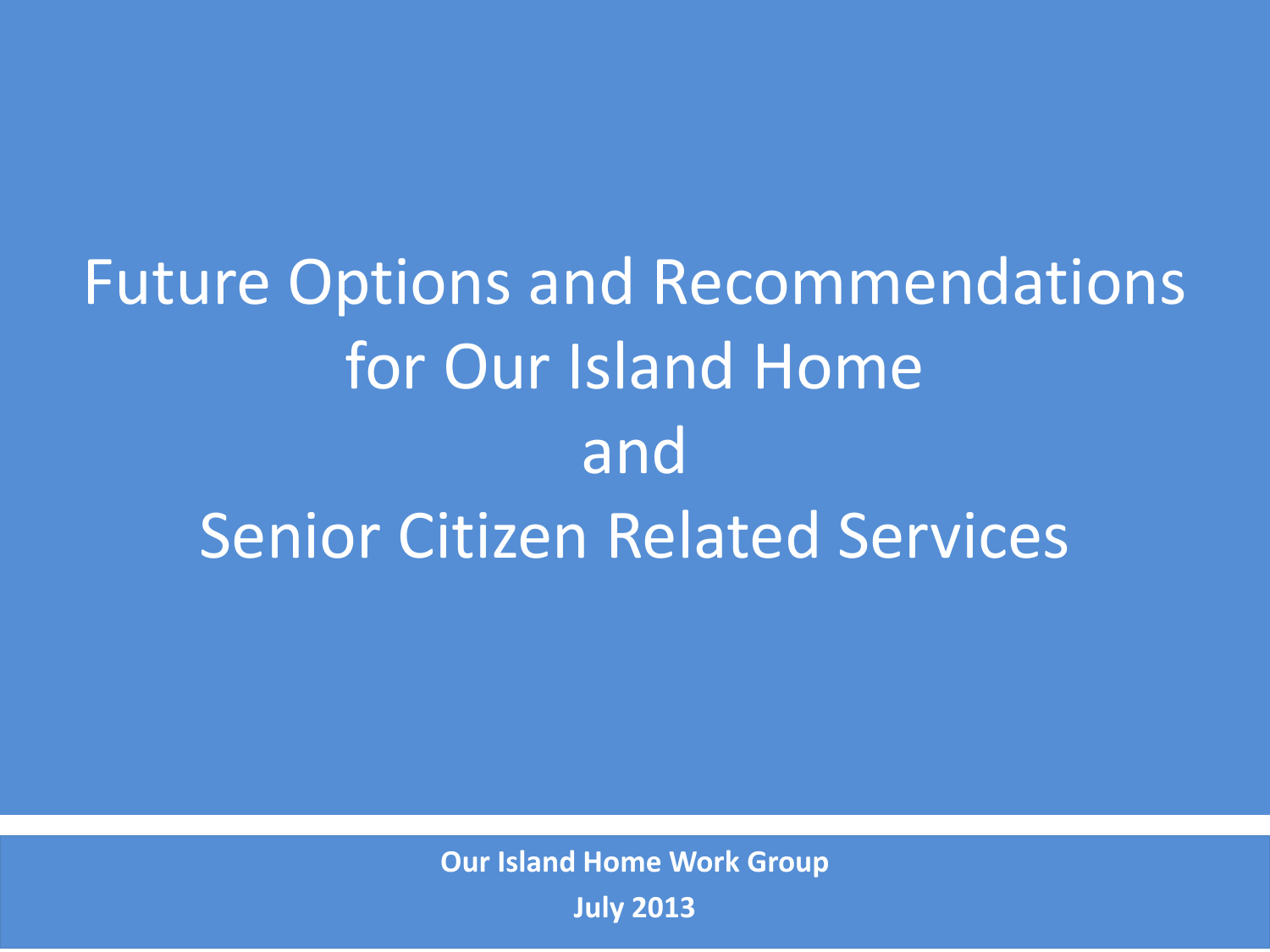# Future Options and Recommendations for Our Island Home and Senior Citizen Related Services

**Our Island Home Work Group**

**July 2013**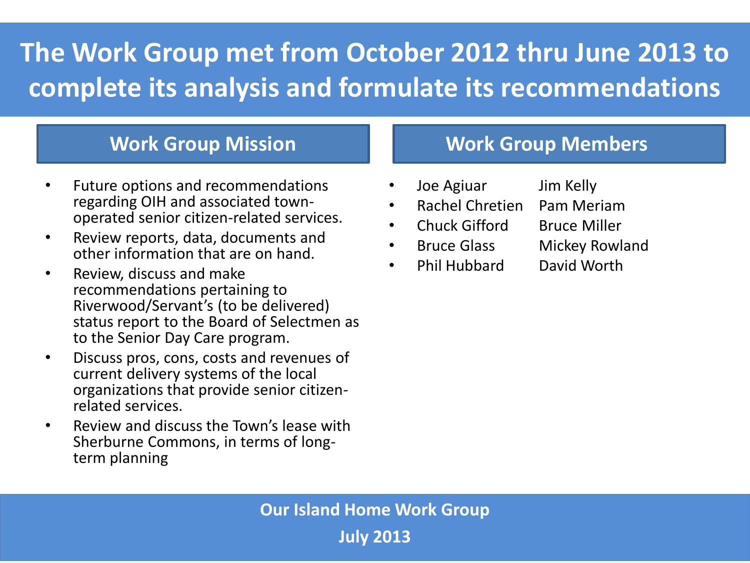# The Work Group met from October 2012 thru June 2013 to complete its analysis and formulate its recommendations

## Work Group Mission

- Future options and recommendations regarding OIH and associated town-operated senior citizen-related services.
- Review reports, data, documents and other information that are on hand.
- Review, discuss and make recommendations pertaining to Riverwood/Servant's (to be delivered) status report to the Board of Selectmen as to the Senior Day Care program.
- Discuss pros, cons, costs and revenues of current delivery systems of the local organizations that provide senior citizen-related services.
- Review and discuss the Town's lease with Sherburne Commons, in terms of long-term planning

## Work Group Members

- Joe Agiuar
- Rachel Chretien
- Chuck Gifford
- Bruce Glass
- Phil Hubbard
- Jim Kelly
- Pam Meriam
- Bruce Miller
- Mickey Rowland
- David Worth

**Our Island Home Work Group**

**July 2013**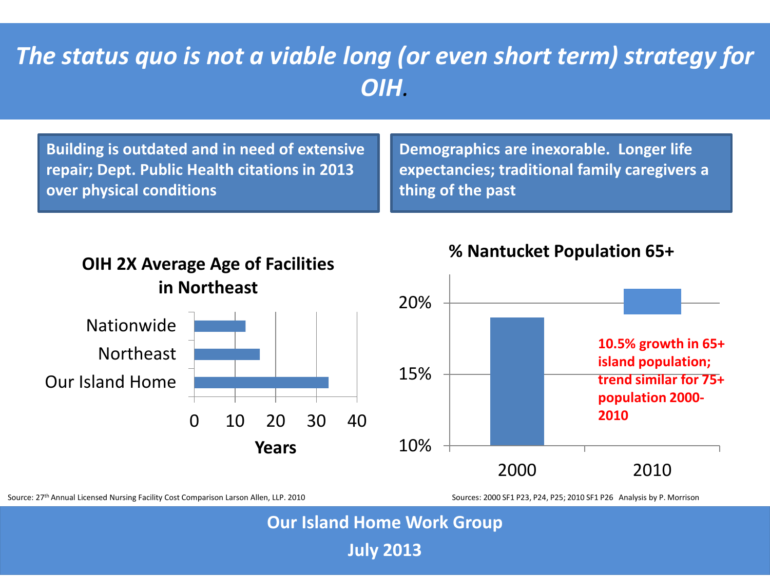# *The status quo is not a viable long (or even short term) strategy for OIH.*

**Building is outdated and in need of extensive repair; Dept. Public Health citations in 2013 over physical conditions**

**Demographics are inexorable. Longer life expectancies; traditional family caregivers a thing of the past**

**OIH 2X Average Age of Facilities in Northeast**

Nationwide

Northeast

Our Island Home

0 10 20 30 40

**Years**

Source: 27th Annual Licensed Nursing Facility Cost Comparison Larson Allen, LLP. 2010

**% Nantucket Population 65+**

20%

15%

10%

2000 2010

**10.5% growth in 65+ island population; trend similar for 75+ population 2000-2010**

Sources: 2000 SF1 P23, P24, P25; 2010 SF1 P26 Analysis by P. Morrison

**Our Island Home Work Group**

**July 2013**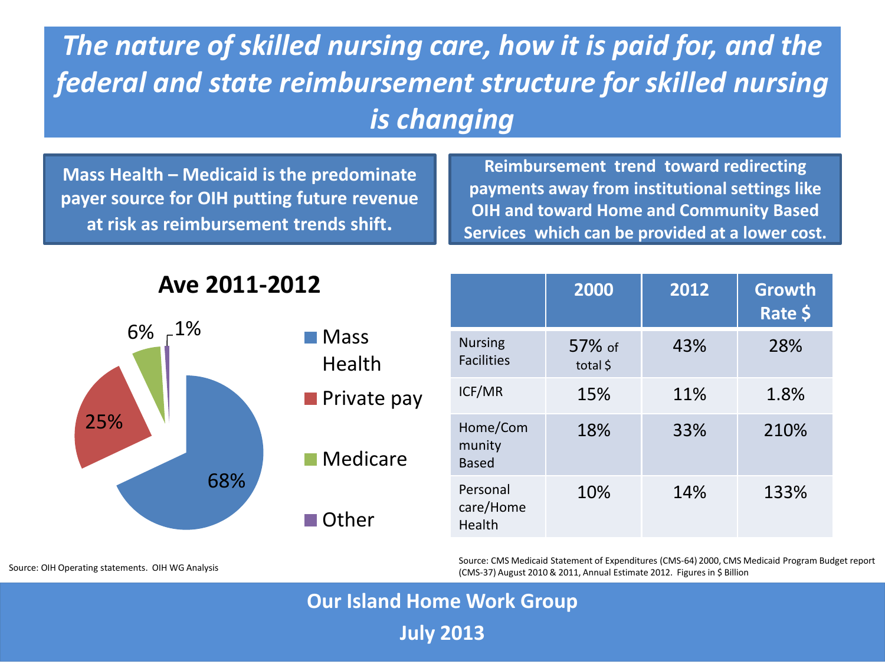# *The nature of skilled nursing care, how it is paid for, and the federal and state reimbursement structure for skilled nursing is changing*

**Mass Health – Medicaid is the predominate payer source for OIH putting future revenue at risk as reimbursement trends shift.**

**Reimbursement trend toward redirecting payments away from institutional settings like OIH and toward Home and Community Based Services which can be provided at a lower cost.**

## Ave 2011-2012

| Payer | Share |
|---|---|
| Mass Health | 68% |
| Private pay | 25% |
| Medicare | 6% |
| Other | 1% |

Source: OIH Operating statements. OIH WG Analysis

| | 2000 | 2012 | Growth Rate $ |
|---|---|---|---|
| Nursing Facilities | 57% of total $ | 43% | 28% |
| ICF/MR | 15% | 11% | 1.8% |
| Home/Community Based | 18% | 33% | 210% |
| Personal care/Home Health | 10% | 14% | 133% |

Source: CMS Medicaid Statement of Expenditures (CMS-64) 2000, CMS Medicaid Program Budget report (CMS-37) August 2010 & 2011, Annual Estimate 2012. Figures in $ Billion

**Our Island Home Work Group**

**July 2013**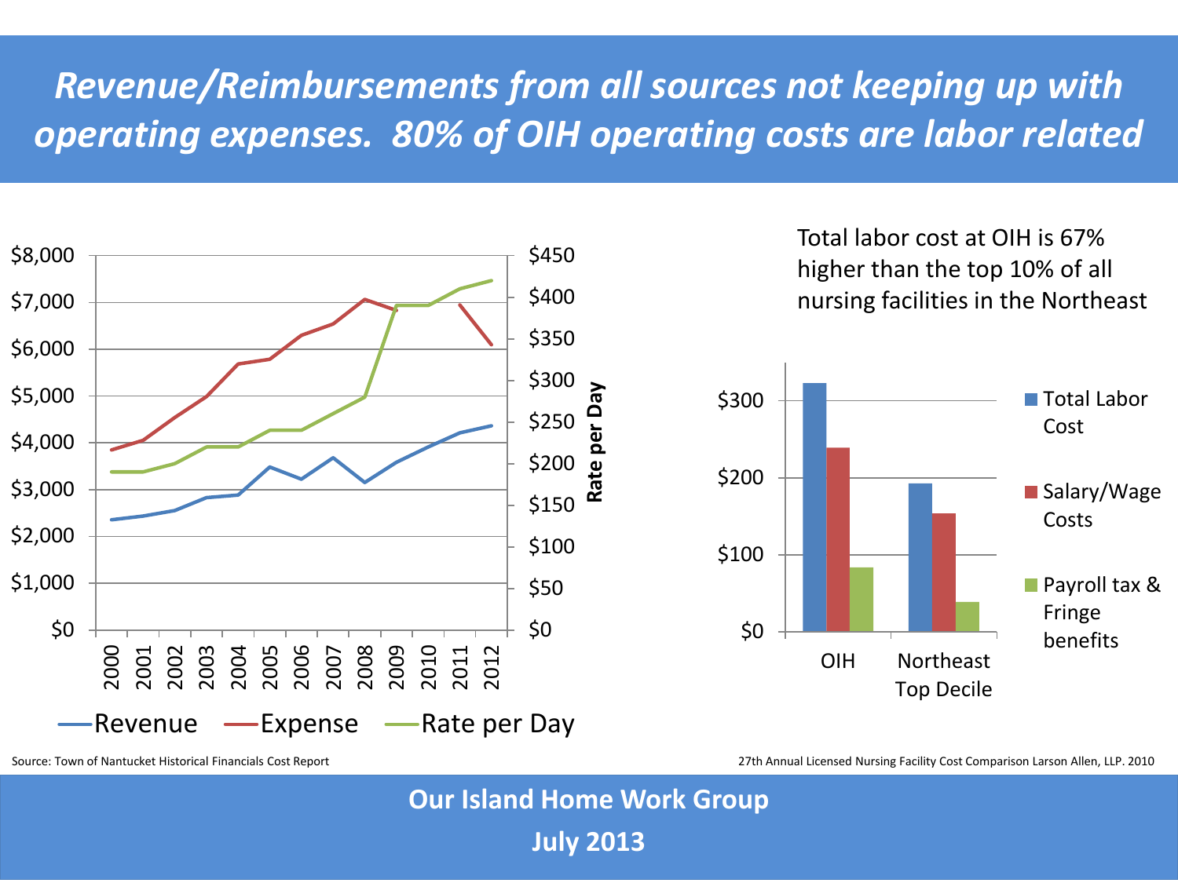# *Revenue/Reimbursements from all sources not keeping up with operating expenses. 80% of OIH operating costs are labor related*

Total labor cost at OIH is 67% higher than the top 10% of all nursing facilities in the Northeast

Source: Town of Nantucket Historical Financials Cost Report

27th Annual Licensed Nursing Facility Cost Comparison Larson Allen, LLP. 2010

**Our Island Home Work Group**

**July 2013**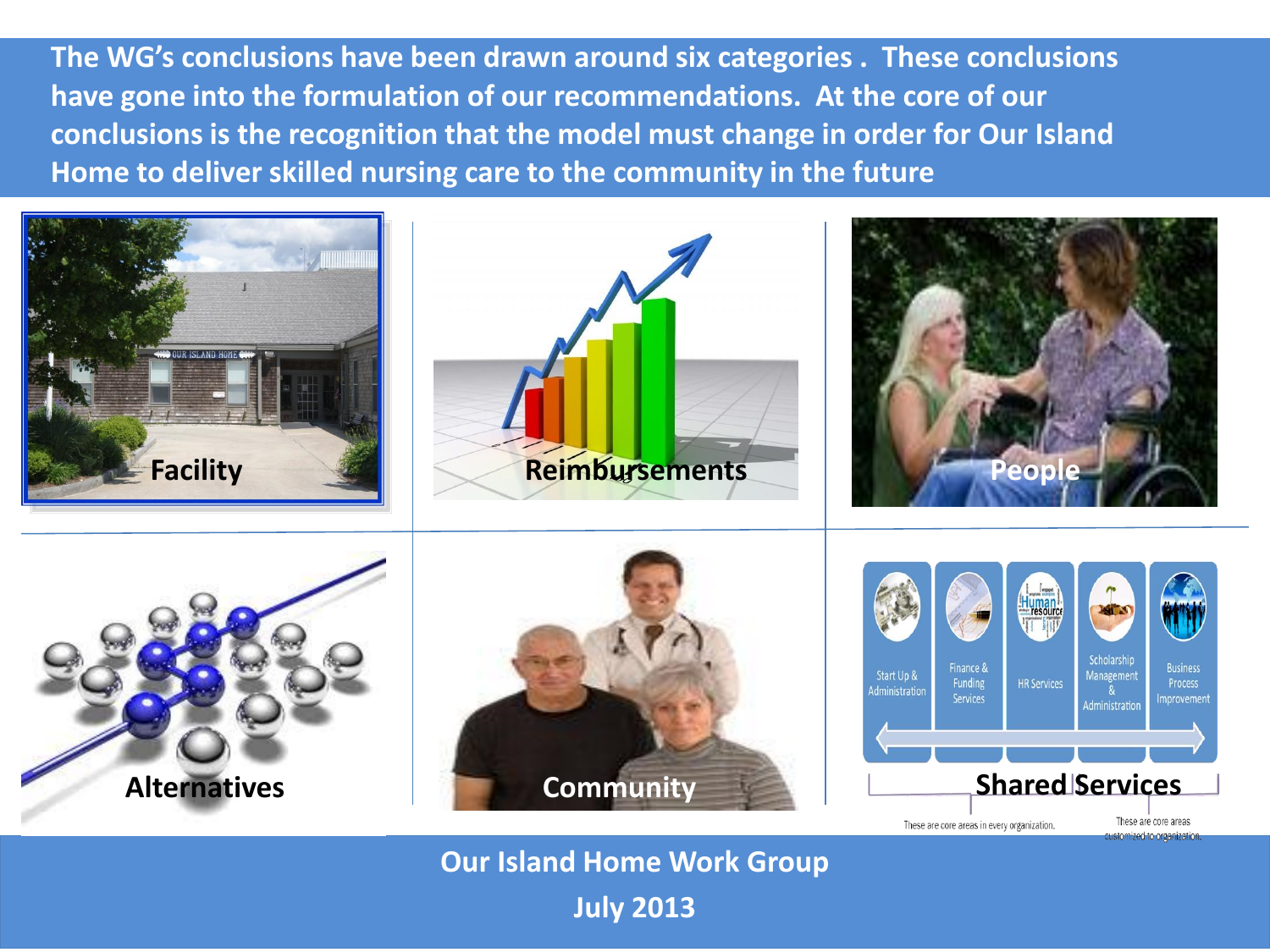**The WG's conclusions have been drawn around six categories . These conclusions have gone into the formulation of our recommendations. At the core of our conclusions is the recognition that the model must change in order for Our Island Home to deliver skilled nursing care to the community in the future**

**Facility**

**Reimbursements**

**People**

**Alternatives**

**Community**

Start Up & Administration

Finance & Funding Services

HR Services

Scholarship Management & Administration

Business Process Improvement

**Shared Services**

These are core areas in every organization.

These are core areas customized to organization.

**Our Island Home Work Group**

**July 2013**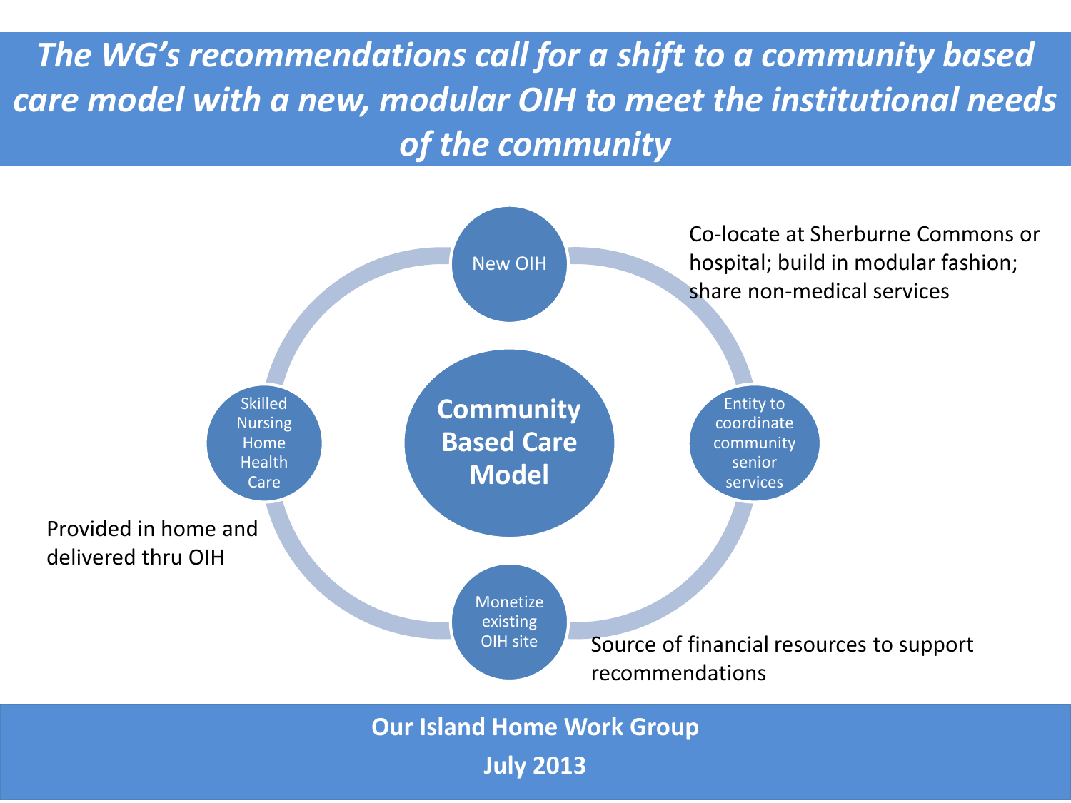# *The WG's recommendations call for a shift to a community based care model with a new, modular OIH to meet the institutional needs of the community*

**Community Based Care Model**

- **New OIH** — Co-locate at Sherburne Commons or hospital; build in modular fashion; share non-medical services
- **Entity to coordinate community senior services**
- **Monetize existing OIH site** — Source of financial resources to support recommendations
- **Skilled Nursing Home Health Care** — Provided in home and delivered thru OIH

**Our Island Home Work Group**

**July 2013**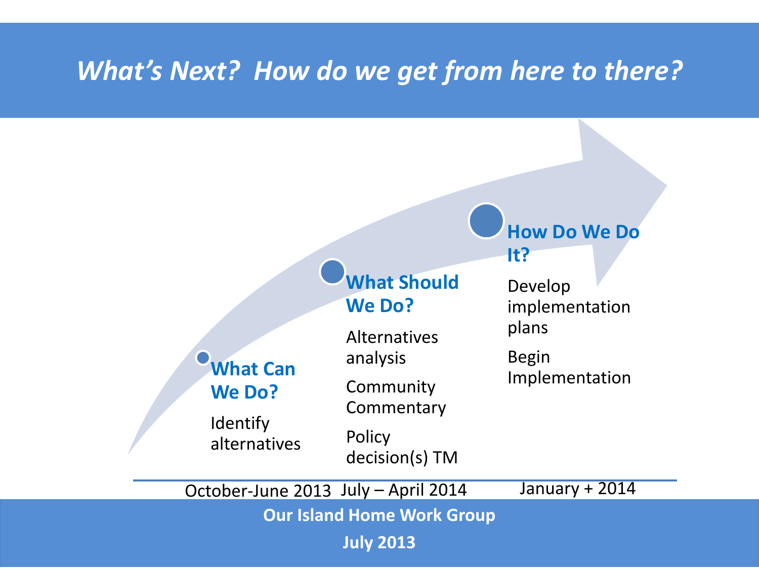# *What's Next? How do we get from here to there?*

### What Can We Do?

Identify alternatives

### What Should We Do?

Alternatives analysis

Community Commentary

Policy decision(s) TM

### How Do We Do It?

Develop implementation plans

Begin Implementation

October-June 2013 July – April 2014 January + 2014

**Our Island Home Work Group**

**July 2013**